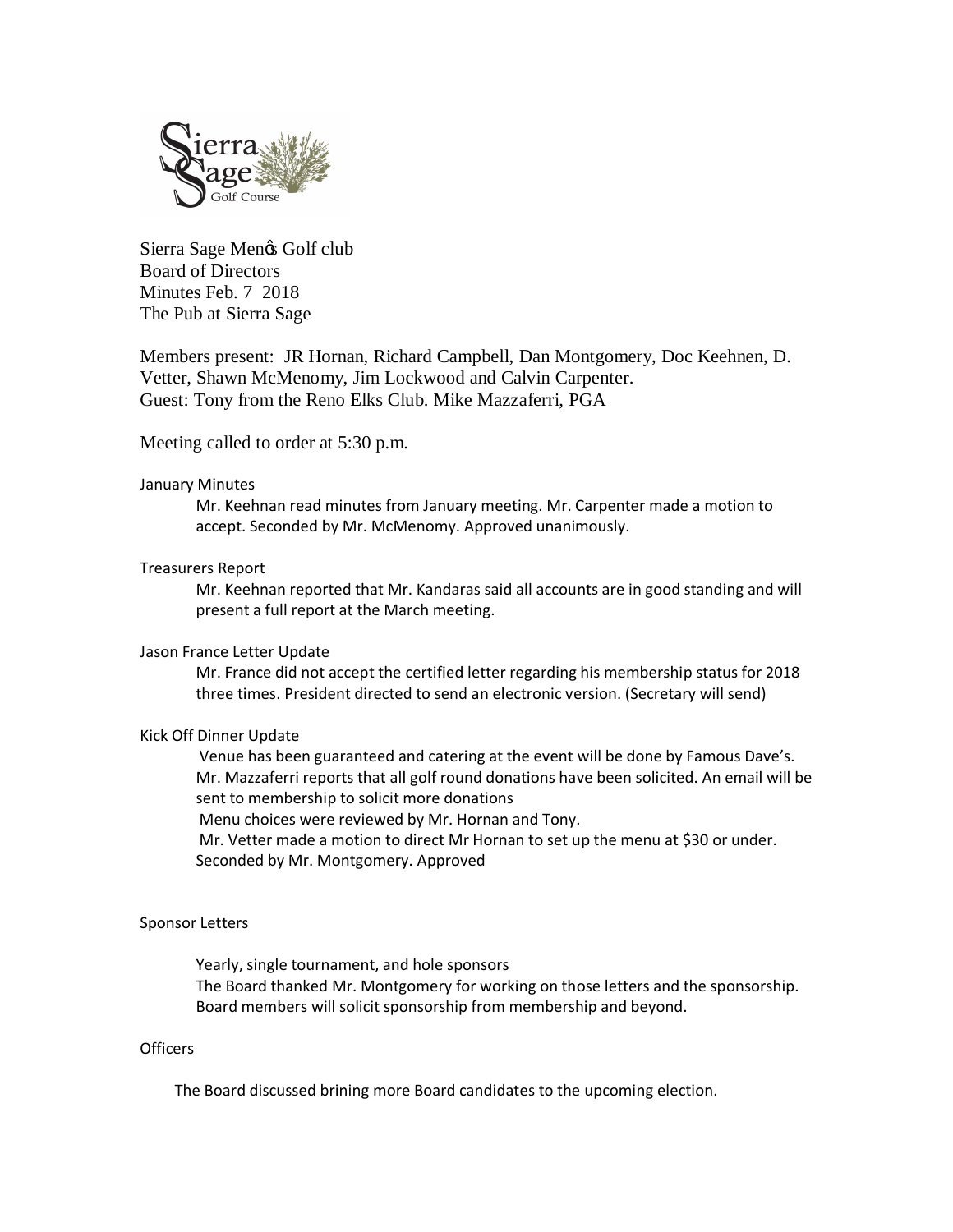Sierra Sage Menꞌs Golf club
Board of Directors
Minutes Feb. 7 2018
The Pub at Sierra Sage

Members present: JR Hornan, Richard Campbell, Dan Montgomery, Doc Keehnen, D. Vetter, Shawn McMenomy, Jim Lockwood and Calvin Carpenter.
Guest: Tony from the Reno Elks Club. Mike Mazzaferri, PGA

Meeting called to order at 5:30 p.m.

## January Minutes

Mr. Keehnan read minutes from January meeting. Mr. Carpenter made a motion to accept. Seconded by Mr. McMenomy. Approved unanimously.

## Treasurers Report

Mr. Keehnan reported that Mr. Kandaras said all accounts are in good standing and will present a full report at the March meeting.

## Jason France Letter Update

Mr. France did not accept the certified letter regarding his membership status for 2018 three times. President directed to send an electronic version. (Secretary will send)

## Kick Off Dinner Update

Venue has been guaranteed and catering at the event will be done by Famous Dave's.
Mr. Mazzaferri reports that all golf round donations have been solicited. An email will be sent to membership to solicit more donations
Menu choices were reviewed by Mr. Hornan and Tony.
Mr. Vetter made a motion to direct Mr Hornan to set up the menu at $30 or under. Seconded by Mr. Montgomery. Approved

## Sponsor Letters

Yearly, single tournament, and hole sponsors
The Board thanked Mr. Montgomery for working on those letters and the sponsorship. Board members will solicit sponsorship from membership and beyond.

## Officers

The Board discussed brining more Board candidates to the upcoming election.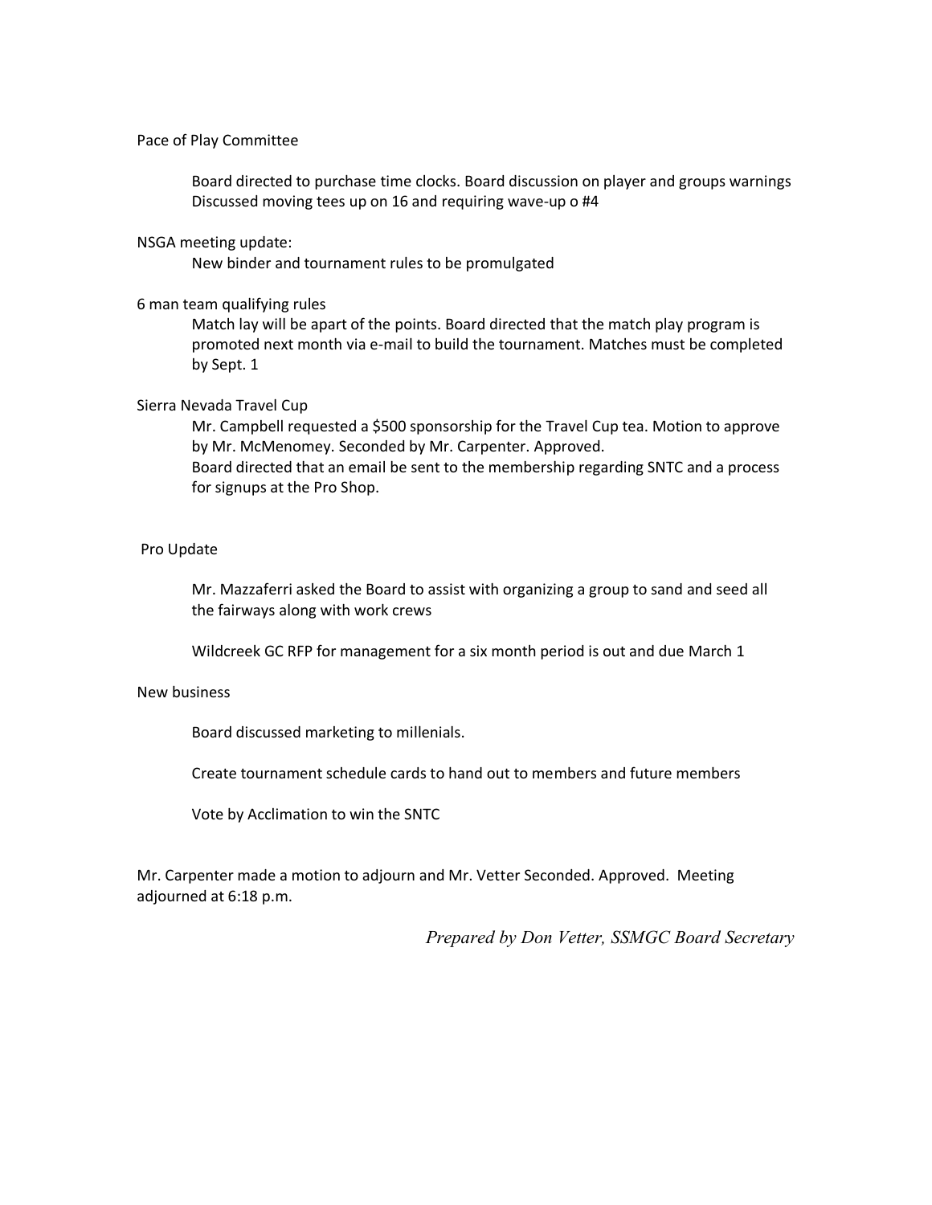Pace of Play Committee

Board directed to purchase time clocks. Board discussion on player and groups warnings Discussed moving tees up on 16 and requiring wave-up o #4

NSGA meeting update:

New binder and tournament rules to be promulgated

6 man team qualifying rules

Match lay will be apart of the points. Board directed that the match play program is promoted next month via e-mail to build the tournament. Matches must be completed by Sept. 1

Sierra Nevada Travel Cup

Mr. Campbell requested a $500 sponsorship for the Travel Cup tea. Motion to approve by Mr. McMenomey. Seconded by Mr. Carpenter. Approved.
Board directed that an email be sent to the membership regarding SNTC and a process for signups at the Pro Shop.

Pro Update

Mr. Mazzaferri asked the Board to assist with organizing a group to sand and seed all the fairways along with work crews

Wildcreek GC RFP for management for a six month period is out and due March 1

New business

Board discussed marketing to millenials.

Create tournament schedule cards to hand out to members and future members

Vote by Acclimation to win the SNTC

Mr. Carpenter made a motion to adjourn and Mr. Vetter Seconded. Approved. Meeting adjourned at 6:18 p.m.

*Prepared by Don Vetter, SSMGC Board Secretary*